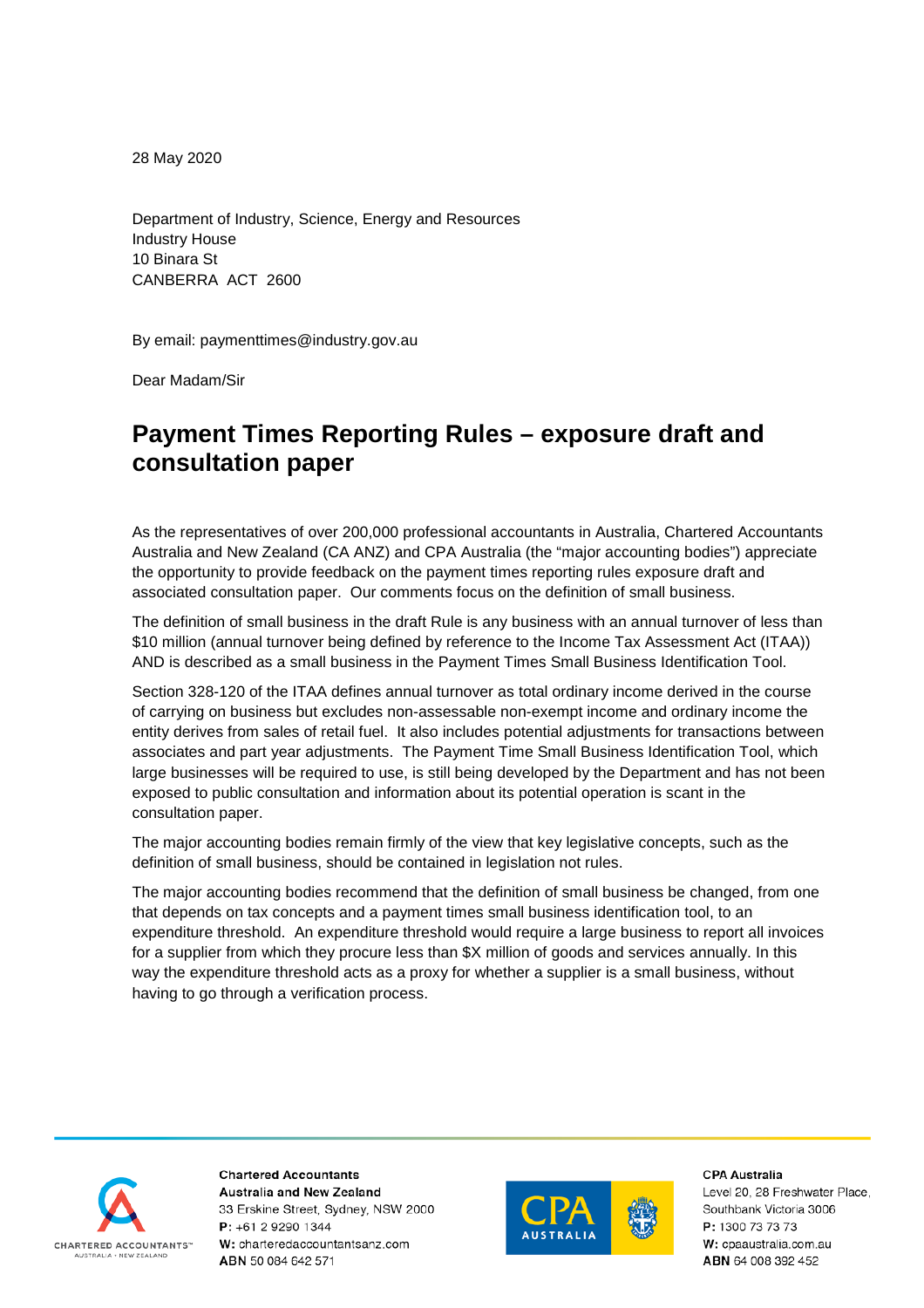28 May 2020

Department of Industry, Science, Energy and Resources
Industry House
10 Binara St
CANBERRA ACT 2600

By email: paymenttimes@industry.gov.au

Dear Madam/Sir

# Payment Times Reporting Rules – exposure draft and consultation paper

As the representatives of over 200,000 professional accountants in Australia, Chartered Accountants Australia and New Zealand (CA ANZ) and CPA Australia (the "major accounting bodies") appreciate the opportunity to provide feedback on the payment times reporting rules exposure draft and associated consultation paper. Our comments focus on the definition of small business.

The definition of small business in the draft Rule is any business with an annual turnover of less than $10 million (annual turnover being defined by reference to the Income Tax Assessment Act (ITAA)) AND is described as a small business in the Payment Times Small Business Identification Tool.

Section 328-120 of the ITAA defines annual turnover as total ordinary income derived in the course of carrying on business but excludes non-assessable non-exempt income and ordinary income the entity derives from sales of retail fuel. It also includes potential adjustments for transactions between associates and part year adjustments. The Payment Time Small Business Identification Tool, which large businesses will be required to use, is still being developed by the Department and has not been exposed to public consultation and information about its potential operation is scant in the consultation paper.

The major accounting bodies remain firmly of the view that key legislative concepts, such as the definition of small business, should be contained in legislation not rules.

The major accounting bodies recommend that the definition of small business be changed, from one that depends on tax concepts and a payment times small business identification tool, to an expenditure threshold. An expenditure threshold would require a large business to report all invoices for a supplier from which they procure less than $X million of goods and services annually. In this way the expenditure threshold acts as a proxy for whether a supplier is a small business, without having to go through a verification process.

**Chartered Accountants Australia and New Zealand**
33 Erskine Street, Sydney, NSW 2000
**P:** +61 2 9290 1344
**W:** charteredaccountantsanz.com
**ABN** 50 084 642 571

**CPA Australia**
Level 20, 28 Freshwater Place, Southbank Victoria 3006
**P:** 1300 73 73 73
**W:** cpaaustralia.com.au
**ABN** 64 008 392 452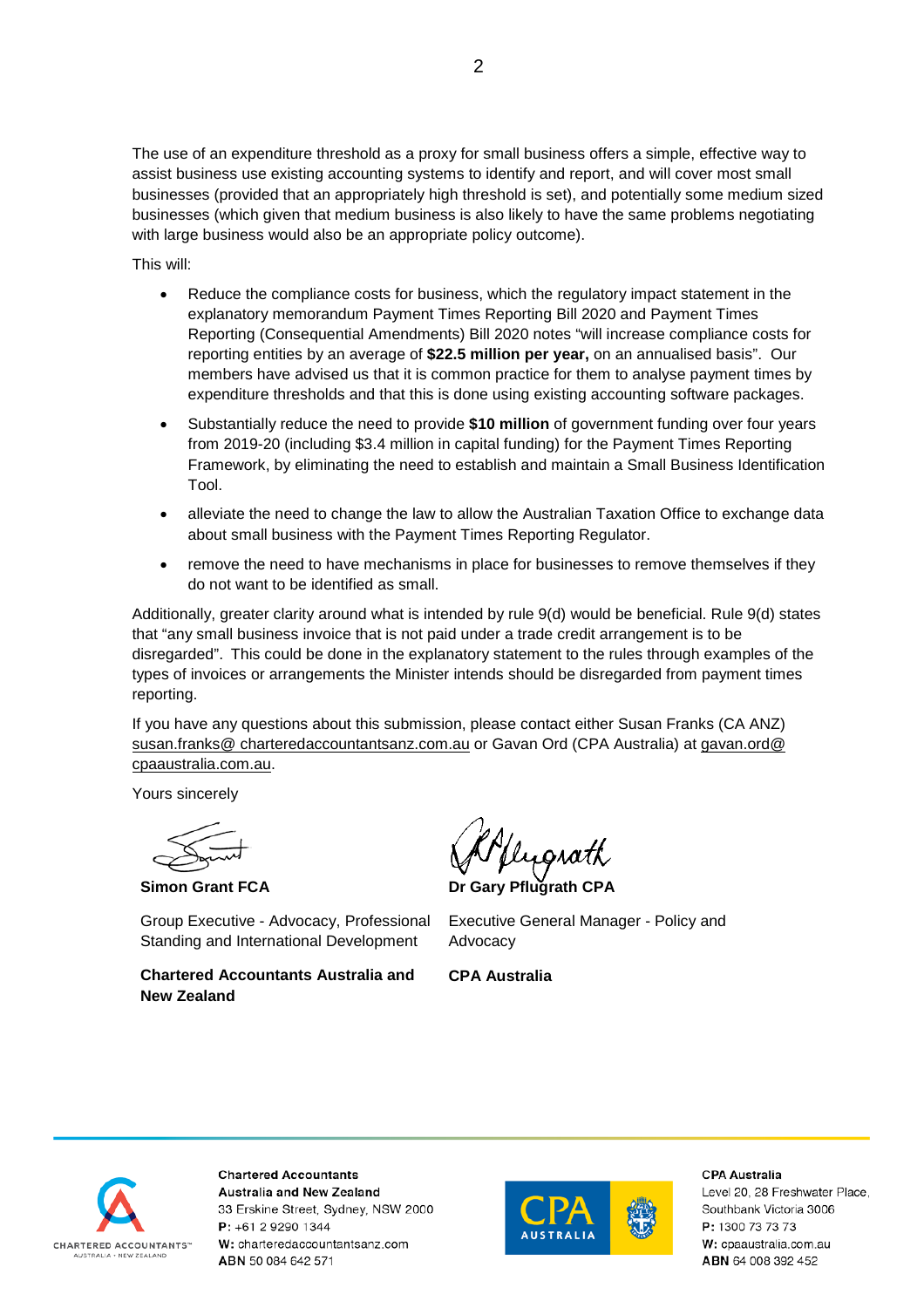The use of an expenditure threshold as a proxy for small business offers a simple, effective way to assist business use existing accounting systems to identify and report, and will cover most small businesses (provided that an appropriately high threshold is set), and potentially some medium sized businesses (which given that medium business is also likely to have the same problems negotiating with large business would also be an appropriate policy outcome).

This will:

- Reduce the compliance costs for business, which the regulatory impact statement in the explanatory memorandum Payment Times Reporting Bill 2020 and Payment Times Reporting (Consequential Amendments) Bill 2020 notes "will increase compliance costs for reporting entities by an average of **$22.5 million per year,** on an annualised basis". Our members have advised us that it is common practice for them to analyse payment times by expenditure thresholds and that this is done using existing accounting software packages.
- Substantially reduce the need to provide **$10 million** of government funding over four years from 2019-20 (including $3.4 million in capital funding) for the Payment Times Reporting Framework, by eliminating the need to establish and maintain a Small Business Identification Tool.
- alleviate the need to change the law to allow the Australian Taxation Office to exchange data about small business with the Payment Times Reporting Regulator.
- remove the need to have mechanisms in place for businesses to remove themselves if they do not want to be identified as small.

Additionally, greater clarity around what is intended by rule 9(d) would be beneficial. Rule 9(d) states that "any small business invoice that is not paid under a trade credit arrangement is to be disregarded". This could be done in the explanatory statement to the rules through examples of the types of invoices or arrangements the Minister intends should be disregarded from payment times reporting.

If you have any questions about this submission, please contact either Susan Franks (CA ANZ) susan.franks@ charteredaccountantsanz.com.au or Gavan Ord (CPA Australia) at gavan.ord@ cpaaustralia.com.au.

Yours sincerely

**Simon Grant FCA**

Group Executive - Advocacy, Professional Standing and International Development

**Chartered Accountants Australia and New Zealand**

**Dr Gary Pflugrath CPA**

Executive General Manager - Policy and Advocacy

**CPA Australia**

**Chartered Accountants Australia and New Zealand**
33 Erskine Street, Sydney, NSW 2000
**P:** +61 2 9290 1344
**W:** charteredaccountantsanz.com
**ABN** 50 084 642 571

**CPA Australia**
Level 20, 28 Freshwater Place, Southbank Victoria 3006
**P:** 1300 73 73 73
**W:** cpaaustralia.com.au
**ABN** 64 008 392 452